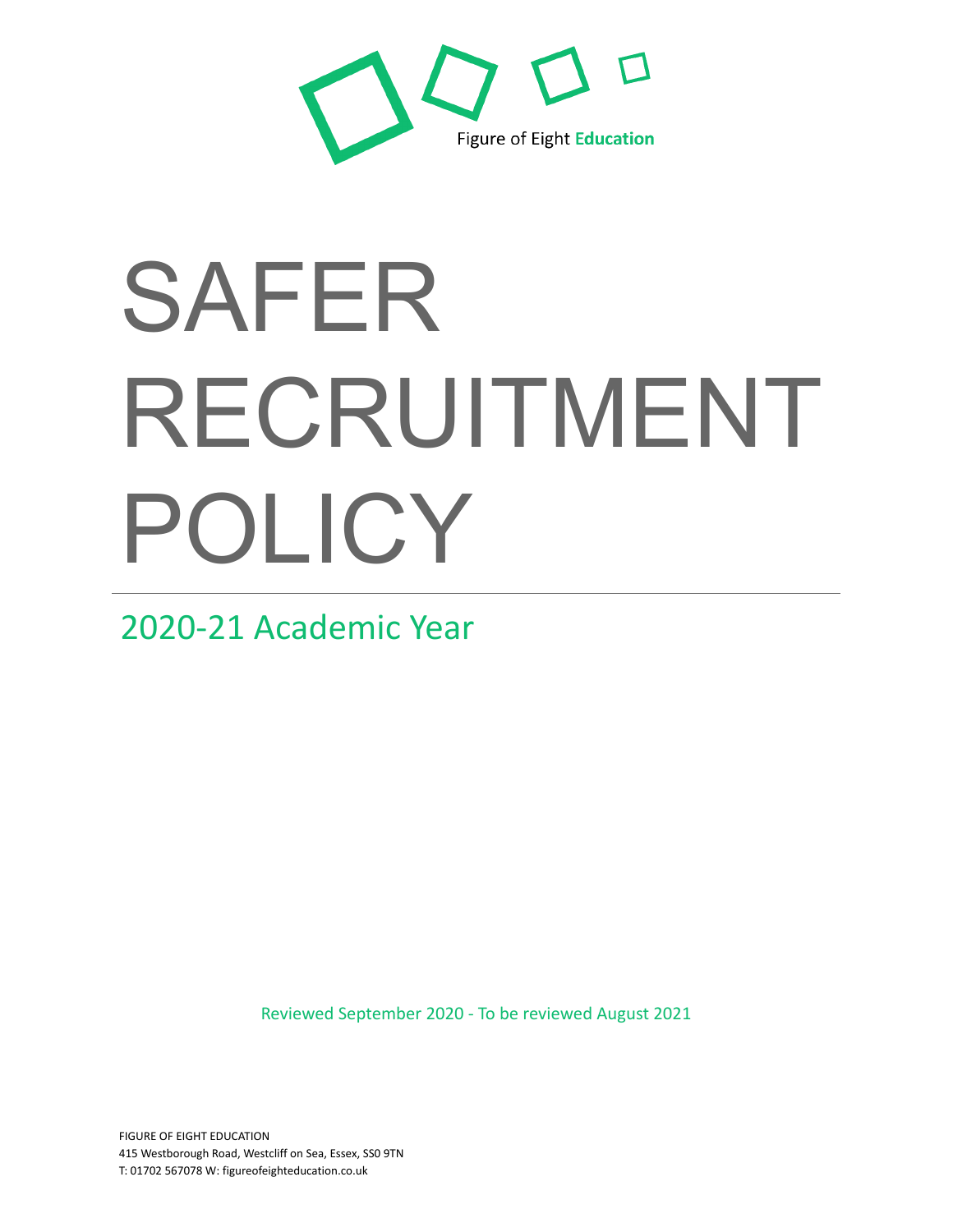Figure of Eight **Education**

# SAFER RECRUITMENT POLICY

## 2020-21 Academic Year

Reviewed September 2020 - To be reviewed August 2021

FIGURE OF EIGHT EDUCATION
415 Westborough Road, Westcliff on Sea, Essex, SS0 9TN
T: 01702 567078 W: figureofeighteducation.co.uk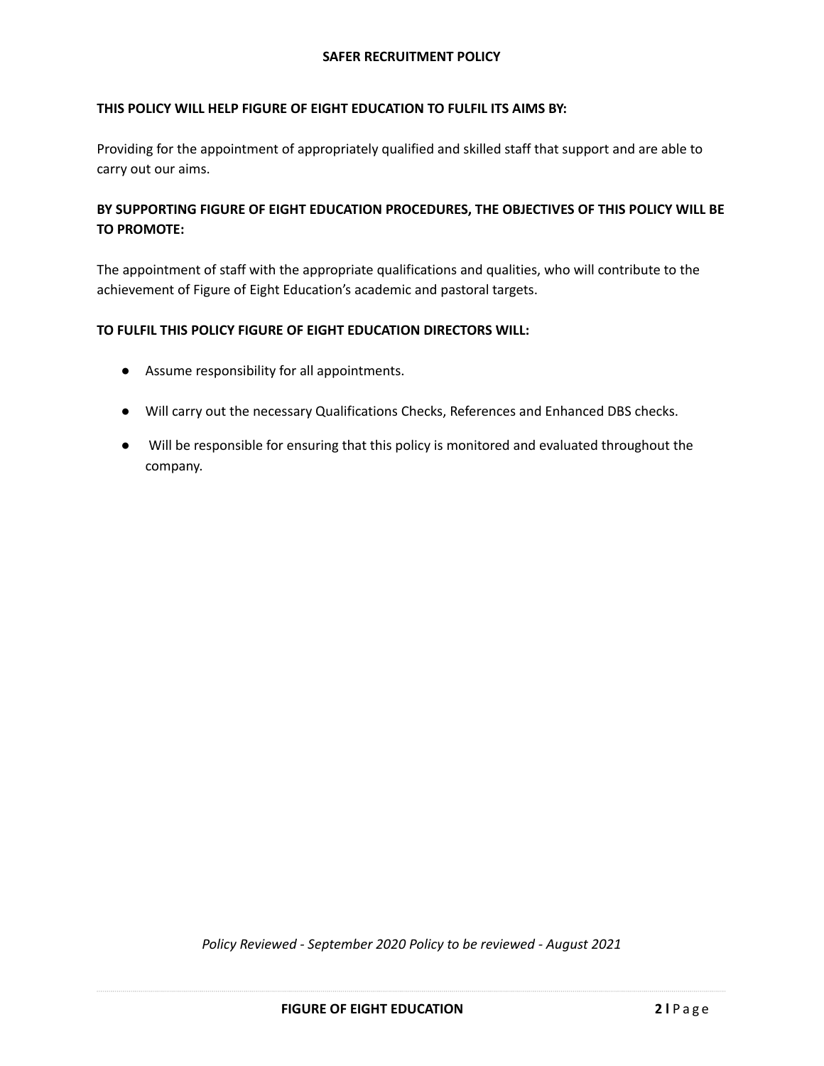# SAFER RECRUITMENT POLICY

**THIS POLICY WILL HELP FIGURE OF EIGHT EDUCATION TO FULFIL ITS AIMS BY:**

Providing for the appointment of appropriately qualified and skilled staff that support and are able to carry out our aims.

**BY SUPPORTING FIGURE OF EIGHT EDUCATION PROCEDURES, THE OBJECTIVES OF THIS POLICY WILL BE TO PROMOTE:**

The appointment of staff with the appropriate qualifications and qualities, who will contribute to the achievement of Figure of Eight Education's academic and pastoral targets.

**TO FULFIL THIS POLICY FIGURE OF EIGHT EDUCATION DIRECTORS WILL:**

- Assume responsibility for all appointments.
- Will carry out the necessary Qualifications Checks, References and Enhanced DBS checks.
- Will be responsible for ensuring that this policy is monitored and evaluated throughout the company.

*Policy Reviewed - September 2020 Policy to be reviewed - August 2021*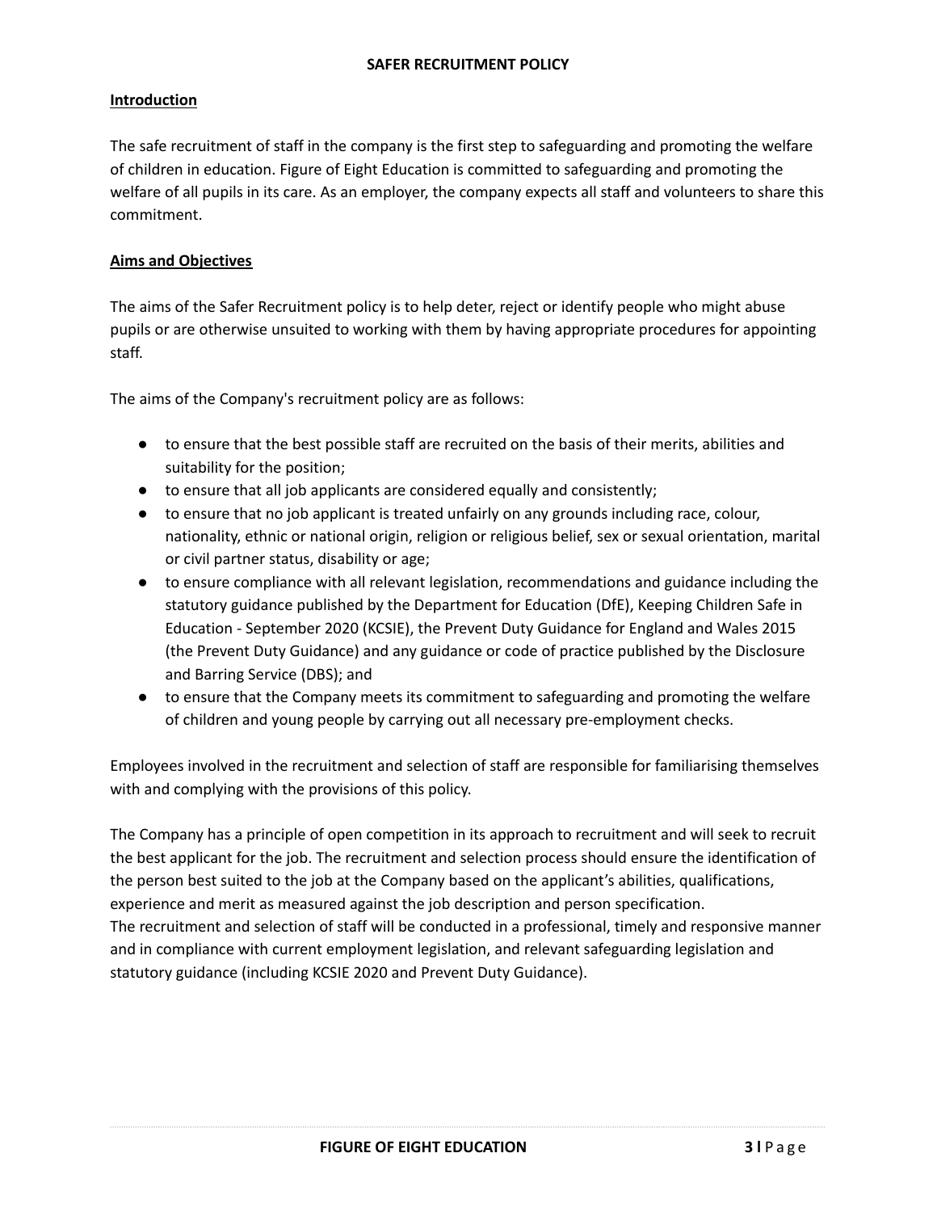# SAFER RECRUITMENT POLICY

## Introduction

The safe recruitment of staff in the company is the first step to safeguarding and promoting the welfare of children in education. Figure of Eight Education is committed to safeguarding and promoting the welfare of all pupils in its care. As an employer, the company expects all staff and volunteers to share this commitment.

## Aims and Objectives

The aims of the Safer Recruitment policy is to help deter, reject or identify people who might abuse pupils or are otherwise unsuited to working with them by having appropriate procedures for appointing staff.

The aims of the Company's recruitment policy are as follows:

- to ensure that the best possible staff are recruited on the basis of their merits, abilities and suitability for the position;
- to ensure that all job applicants are considered equally and consistently;
- to ensure that no job applicant is treated unfairly on any grounds including race, colour, nationality, ethnic or national origin, religion or religious belief, sex or sexual orientation, marital or civil partner status, disability or age;
- to ensure compliance with all relevant legislation, recommendations and guidance including the statutory guidance published by the Department for Education (DfE), Keeping Children Safe in Education - September 2020 (KCSIE), the Prevent Duty Guidance for England and Wales 2015 (the Prevent Duty Guidance) and any guidance or code of practice published by the Disclosure and Barring Service (DBS); and
- to ensure that the Company meets its commitment to safeguarding and promoting the welfare of children and young people by carrying out all necessary pre-employment checks.

Employees involved in the recruitment and selection of staff are responsible for familiarising themselves with and complying with the provisions of this policy.

The Company has a principle of open competition in its approach to recruitment and will seek to recruit the best applicant for the job. The recruitment and selection process should ensure the identification of the person best suited to the job at the Company based on the applicant's abilities, qualifications, experience and merit as measured against the job description and person specification.
The recruitment and selection of staff will be conducted in a professional, timely and responsive manner and in compliance with current employment legislation, and relevant safeguarding legislation and statutory guidance (including KCSIE 2020 and Prevent Duty Guidance).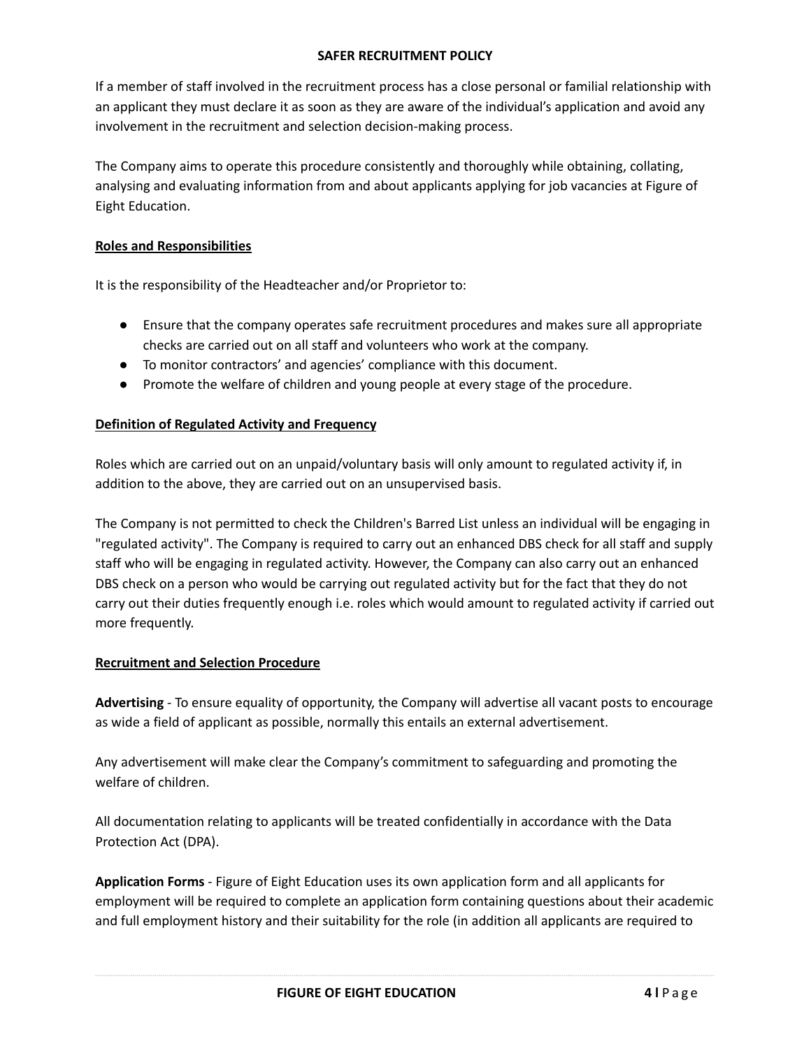If a member of staff involved in the recruitment process has a close personal or familial relationship with an applicant they must declare it as soon as they are aware of the individual's application and avoid any involvement in the recruitment and selection decision-making process.

The Company aims to operate this procedure consistently and thoroughly while obtaining, collating, analysing and evaluating information from and about applicants applying for job vacancies at Figure of Eight Education.

## Roles and Responsibilities

It is the responsibility of the Headteacher and/or Proprietor to:

- Ensure that the company operates safe recruitment procedures and makes sure all appropriate checks are carried out on all staff and volunteers who work at the company.
- To monitor contractors' and agencies' compliance with this document.
- Promote the welfare of children and young people at every stage of the procedure.

## Definition of Regulated Activity and Frequency

Roles which are carried out on an unpaid/voluntary basis will only amount to regulated activity if, in addition to the above, they are carried out on an unsupervised basis.

The Company is not permitted to check the Children's Barred List unless an individual will be engaging in "regulated activity". The Company is required to carry out an enhanced DBS check for all staff and supply staff who will be engaging in regulated activity. However, the Company can also carry out an enhanced DBS check on a person who would be carrying out regulated activity but for the fact that they do not carry out their duties frequently enough i.e. roles which would amount to regulated activity if carried out more frequently.

## Recruitment and Selection Procedure

**Advertising** - To ensure equality of opportunity, the Company will advertise all vacant posts to encourage as wide a field of applicant as possible, normally this entails an external advertisement.

Any advertisement will make clear the Company's commitment to safeguarding and promoting the welfare of children.

All documentation relating to applicants will be treated confidentially in accordance with the Data Protection Act (DPA).

**Application Forms** - Figure of Eight Education uses its own application form and all applicants for employment will be required to complete an application form containing questions about their academic and full employment history and their suitability for the role (in addition all applicants are required to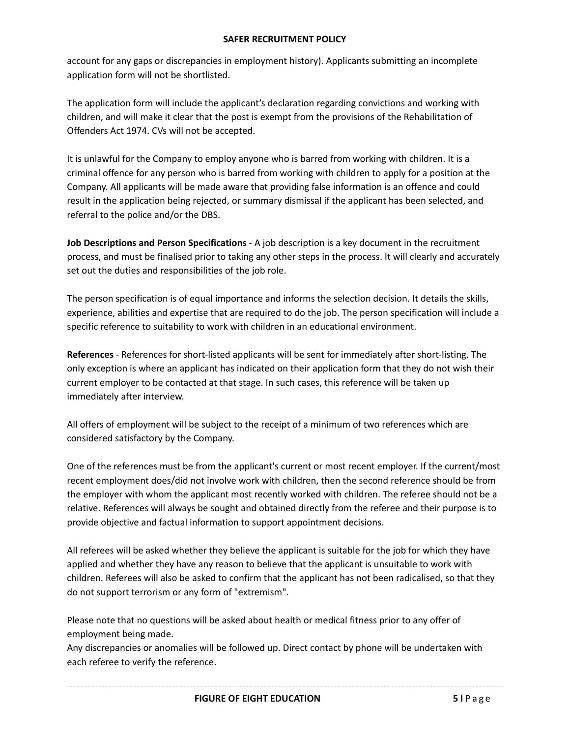account for any gaps or discrepancies in employment history). Applicants submitting an incomplete application form will not be shortlisted.

The application form will include the applicant's declaration regarding convictions and working with children, and will make it clear that the post is exempt from the provisions of the Rehabilitation of Offenders Act 1974. CVs will not be accepted.

It is unlawful for the Company to employ anyone who is barred from working with children. It is a criminal offence for any person who is barred from working with children to apply for a position at the Company. All applicants will be made aware that providing false information is an offence and could result in the application being rejected, or summary dismissal if the applicant has been selected, and referral to the police and/or the DBS.

**Job Descriptions and Person Specifications** - A job description is a key document in the recruitment process, and must be finalised prior to taking any other steps in the process. It will clearly and accurately set out the duties and responsibilities of the job role.

The person specification is of equal importance and informs the selection decision. It details the skills, experience, abilities and expertise that are required to do the job. The person specification will include a specific reference to suitability to work with children in an educational environment.

**References** - References for short-listed applicants will be sent for immediately after short-listing. The only exception is where an applicant has indicated on their application form that they do not wish their current employer to be contacted at that stage. In such cases, this reference will be taken up immediately after interview.

All offers of employment will be subject to the receipt of a minimum of two references which are considered satisfactory by the Company.

One of the references must be from the applicant's current or most recent employer. If the current/most recent employment does/did not involve work with children, then the second reference should be from the employer with whom the applicant most recently worked with children. The referee should not be a relative. References will always be sought and obtained directly from the referee and their purpose is to provide objective and factual information to support appointment decisions.

All referees will be asked whether they believe the applicant is suitable for the job for which they have applied and whether they have any reason to believe that the applicant is unsuitable to work with children. Referees will also be asked to confirm that the applicant has not been radicalised, so that they do not support terrorism or any form of "extremism".

Please note that no questions will be asked about health or medical fitness prior to any offer of employment being made.
Any discrepancies or anomalies will be followed up. Direct contact by phone will be undertaken with each referee to verify the reference.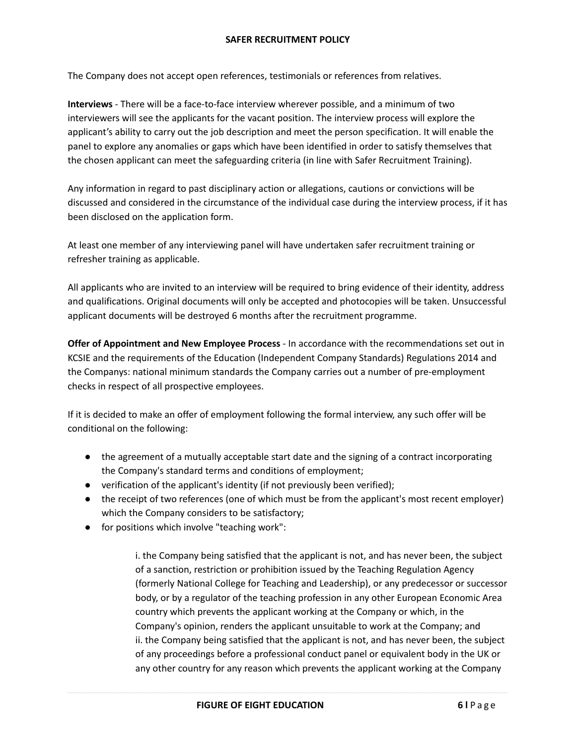The Company does not accept open references, testimonials or references from relatives.

**Interviews** - There will be a face-to-face interview wherever possible, and a minimum of two interviewers will see the applicants for the vacant position. The interview process will explore the applicant's ability to carry out the job description and meet the person specification. It will enable the panel to explore any anomalies or gaps which have been identified in order to satisfy themselves that the chosen applicant can meet the safeguarding criteria (in line with Safer Recruitment Training).

Any information in regard to past disciplinary action or allegations, cautions or convictions will be discussed and considered in the circumstance of the individual case during the interview process, if it has been disclosed on the application form.

At least one member of any interviewing panel will have undertaken safer recruitment training or refresher training as applicable.

All applicants who are invited to an interview will be required to bring evidence of their identity, address and qualifications. Original documents will only be accepted and photocopies will be taken. Unsuccessful applicant documents will be destroyed 6 months after the recruitment programme.

**Offer of Appointment and New Employee Process** - In accordance with the recommendations set out in KCSIE and the requirements of the Education (Independent Company Standards) Regulations 2014 and the Companys: national minimum standards the Company carries out a number of pre-employment checks in respect of all prospective employees.

If it is decided to make an offer of employment following the formal interview, any such offer will be conditional on the following:

- the agreement of a mutually acceptable start date and the signing of a contract incorporating the Company's standard terms and conditions of employment;
- verification of the applicant's identity (if not previously been verified);
- the receipt of two references (one of which must be from the applicant's most recent employer) which the Company considers to be satisfactory;
- for positions which involve "teaching work":

    i. the Company being satisfied that the applicant is not, and has never been, the subject of a sanction, restriction or prohibition issued by the Teaching Regulation Agency (formerly National College for Teaching and Leadership), or any predecessor or successor body, or by a regulator of the teaching profession in any other European Economic Area country which prevents the applicant working at the Company or which, in the Company's opinion, renders the applicant unsuitable to work at the Company; and
    ii. the Company being satisfied that the applicant is not, and has never been, the subject of any proceedings before a professional conduct panel or equivalent body in the UK or any other country for any reason which prevents the applicant working at the Company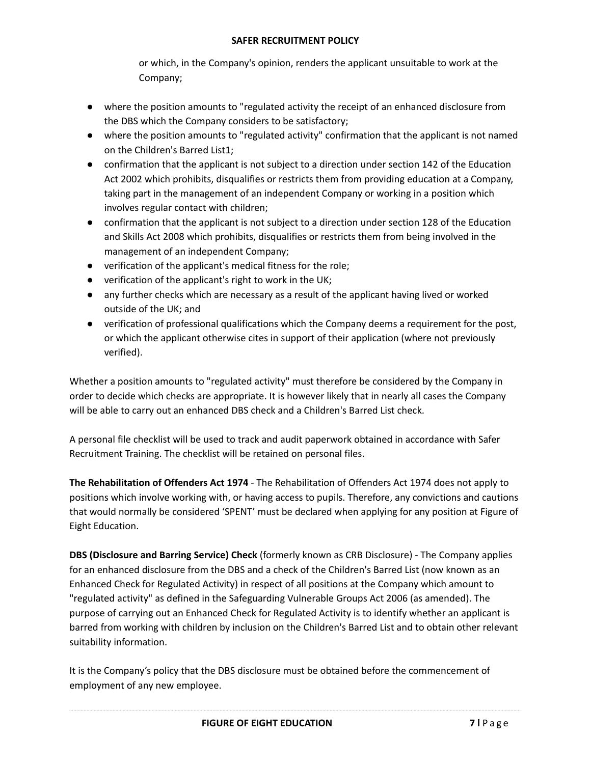or which, in the Company's opinion, renders the applicant unsuitable to work at the Company;

- where the position amounts to "regulated activity the receipt of an enhanced disclosure from the DBS which the Company considers to be satisfactory;
- where the position amounts to "regulated activity" confirmation that the applicant is not named on the Children's Barred List1;
- confirmation that the applicant is not subject to a direction under section 142 of the Education Act 2002 which prohibits, disqualifies or restricts them from providing education at a Company, taking part in the management of an independent Company or working in a position which involves regular contact with children;
- confirmation that the applicant is not subject to a direction under section 128 of the Education and Skills Act 2008 which prohibits, disqualifies or restricts them from being involved in the management of an independent Company;
- verification of the applicant's medical fitness for the role;
- verification of the applicant's right to work in the UK;
- any further checks which are necessary as a result of the applicant having lived or worked outside of the UK; and
- verification of professional qualifications which the Company deems a requirement for the post, or which the applicant otherwise cites in support of their application (where not previously verified).

Whether a position amounts to "regulated activity" must therefore be considered by the Company in order to decide which checks are appropriate. It is however likely that in nearly all cases the Company will be able to carry out an enhanced DBS check and a Children's Barred List check.

A personal file checklist will be used to track and audit paperwork obtained in accordance with Safer Recruitment Training. The checklist will be retained on personal files.

**The Rehabilitation of Offenders Act 1974** - The Rehabilitation of Offenders Act 1974 does not apply to positions which involve working with, or having access to pupils. Therefore, any convictions and cautions that would normally be considered 'SPENT' must be declared when applying for any position at Figure of Eight Education.

**DBS (Disclosure and Barring Service) Check** (formerly known as CRB Disclosure) - The Company applies for an enhanced disclosure from the DBS and a check of the Children's Barred List (now known as an Enhanced Check for Regulated Activity) in respect of all positions at the Company which amount to "regulated activity" as defined in the Safeguarding Vulnerable Groups Act 2006 (as amended). The purpose of carrying out an Enhanced Check for Regulated Activity is to identify whether an applicant is barred from working with children by inclusion on the Children's Barred List and to obtain other relevant suitability information.

It is the Company's policy that the DBS disclosure must be obtained before the commencement of employment of any new employee.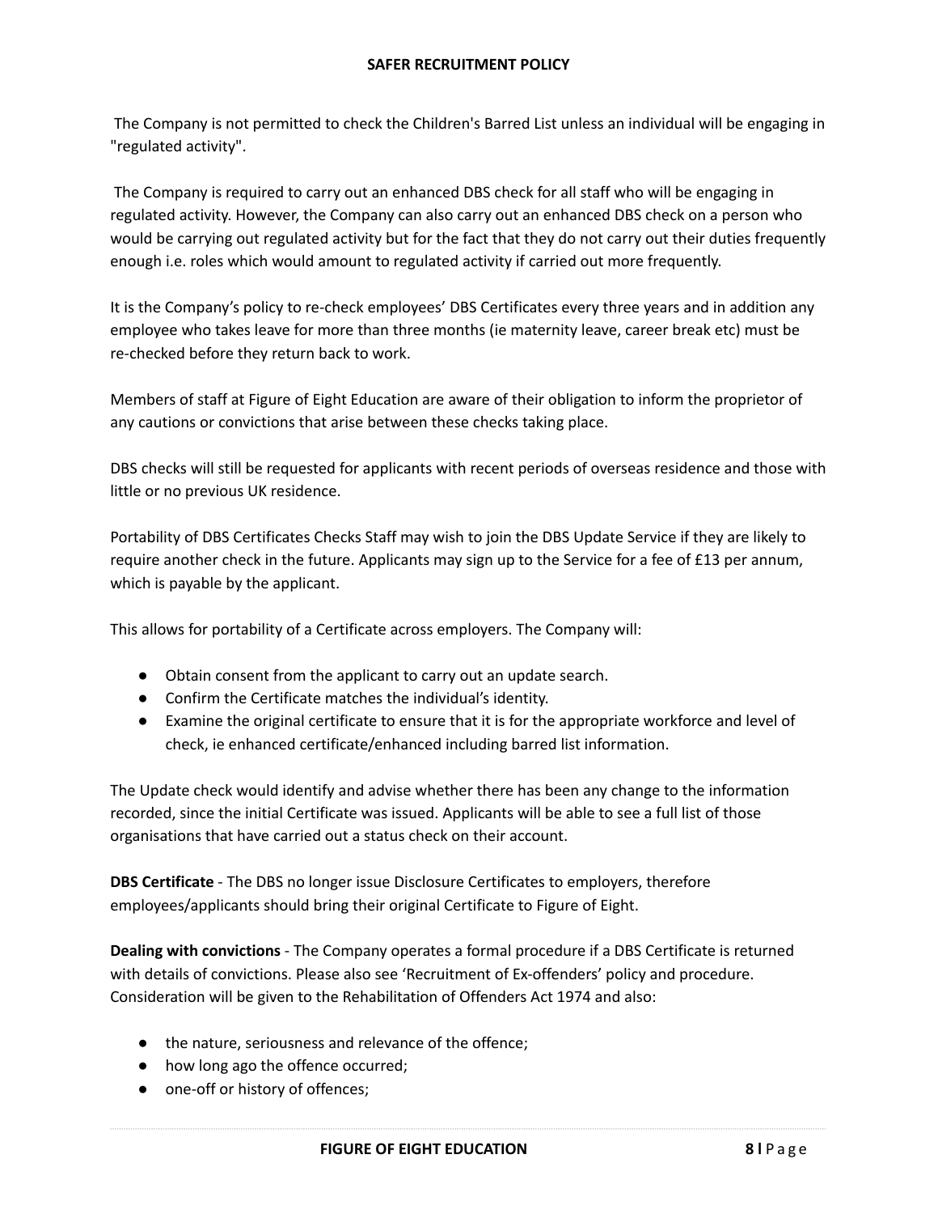The Company is not permitted to check the Children's Barred List unless an individual will be engaging in "regulated activity".

The Company is required to carry out an enhanced DBS check for all staff who will be engaging in regulated activity. However, the Company can also carry out an enhanced DBS check on a person who would be carrying out regulated activity but for the fact that they do not carry out their duties frequently enough i.e. roles which would amount to regulated activity if carried out more frequently.

It is the Company's policy to re-check employees' DBS Certificates every three years and in addition any employee who takes leave for more than three months (ie maternity leave, career break etc) must be re-checked before they return back to work.

Members of staff at Figure of Eight Education are aware of their obligation to inform the proprietor of any cautions or convictions that arise between these checks taking place.

DBS checks will still be requested for applicants with recent periods of overseas residence and those with little or no previous UK residence.

Portability of DBS Certificates Checks Staff may wish to join the DBS Update Service if they are likely to require another check in the future. Applicants may sign up to the Service for a fee of £13 per annum, which is payable by the applicant.

This allows for portability of a Certificate across employers. The Company will:

- Obtain consent from the applicant to carry out an update search.
- Confirm the Certificate matches the individual's identity.
- Examine the original certificate to ensure that it is for the appropriate workforce and level of check, ie enhanced certificate/enhanced including barred list information.

The Update check would identify and advise whether there has been any change to the information recorded, since the initial Certificate was issued. Applicants will be able to see a full list of those organisations that have carried out a status check on their account.

**DBS Certificate** - The DBS no longer issue Disclosure Certificates to employers, therefore employees/applicants should bring their original Certificate to Figure of Eight.

**Dealing with convictions** - The Company operates a formal procedure if a DBS Certificate is returned with details of convictions. Please also see 'Recruitment of Ex-offenders' policy and procedure. Consideration will be given to the Rehabilitation of Offenders Act 1974 and also:

- the nature, seriousness and relevance of the offence;
- how long ago the offence occurred;
- one-off or history of offences;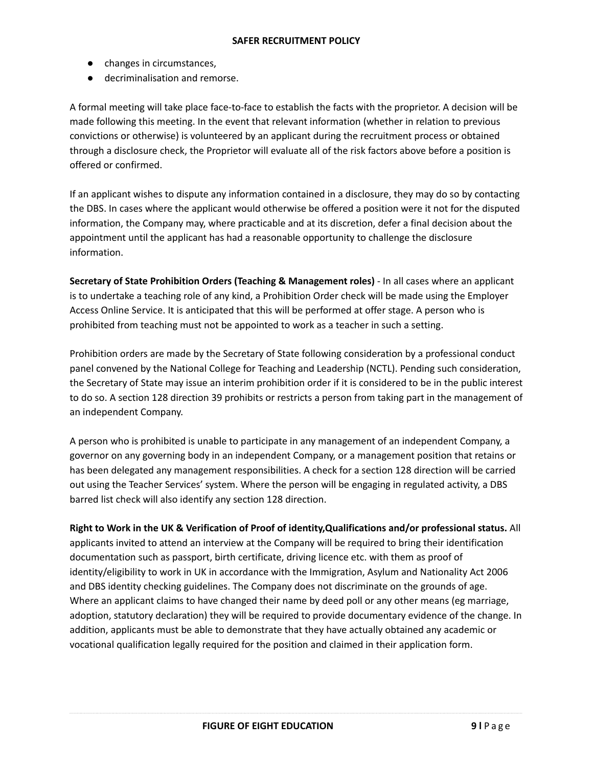- changes in circumstances,
- decriminalisation and remorse.

A formal meeting will take place face-to-face to establish the facts with the proprietor. A decision will be made following this meeting. In the event that relevant information (whether in relation to previous convictions or otherwise) is volunteered by an applicant during the recruitment process or obtained through a disclosure check, the Proprietor will evaluate all of the risk factors above before a position is offered or confirmed.

If an applicant wishes to dispute any information contained in a disclosure, they may do so by contacting the DBS. In cases where the applicant would otherwise be offered a position were it not for the disputed information, the Company may, where practicable and at its discretion, defer a final decision about the appointment until the applicant has had a reasonable opportunity to challenge the disclosure information.

**Secretary of State Prohibition Orders (Teaching & Management roles)** - In all cases where an applicant is to undertake a teaching role of any kind, a Prohibition Order check will be made using the Employer Access Online Service. It is anticipated that this will be performed at offer stage. A person who is prohibited from teaching must not be appointed to work as a teacher in such a setting.

Prohibition orders are made by the Secretary of State following consideration by a professional conduct panel convened by the National College for Teaching and Leadership (NCTL). Pending such consideration, the Secretary of State may issue an interim prohibition order if it is considered to be in the public interest to do so. A section 128 direction 39 prohibits or restricts a person from taking part in the management of an independent Company.

A person who is prohibited is unable to participate in any management of an independent Company, a governor on any governing body in an independent Company, or a management position that retains or has been delegated any management responsibilities. A check for a section 128 direction will be carried out using the Teacher Services' system. Where the person will be engaging in regulated activity, a DBS barred list check will also identify any section 128 direction.

**Right to Work in the UK & Verification of Proof of identity,Qualifications and/or professional status.** All applicants invited to attend an interview at the Company will be required to bring their identification documentation such as passport, birth certificate, driving licence etc. with them as proof of identity/eligibility to work in UK in accordance with the Immigration, Asylum and Nationality Act 2006 and DBS identity checking guidelines. The Company does not discriminate on the grounds of age. Where an applicant claims to have changed their name by deed poll or any other means (eg marriage, adoption, statutory declaration) they will be required to provide documentary evidence of the change. In addition, applicants must be able to demonstrate that they have actually obtained any academic or vocational qualification legally required for the position and claimed in their application form.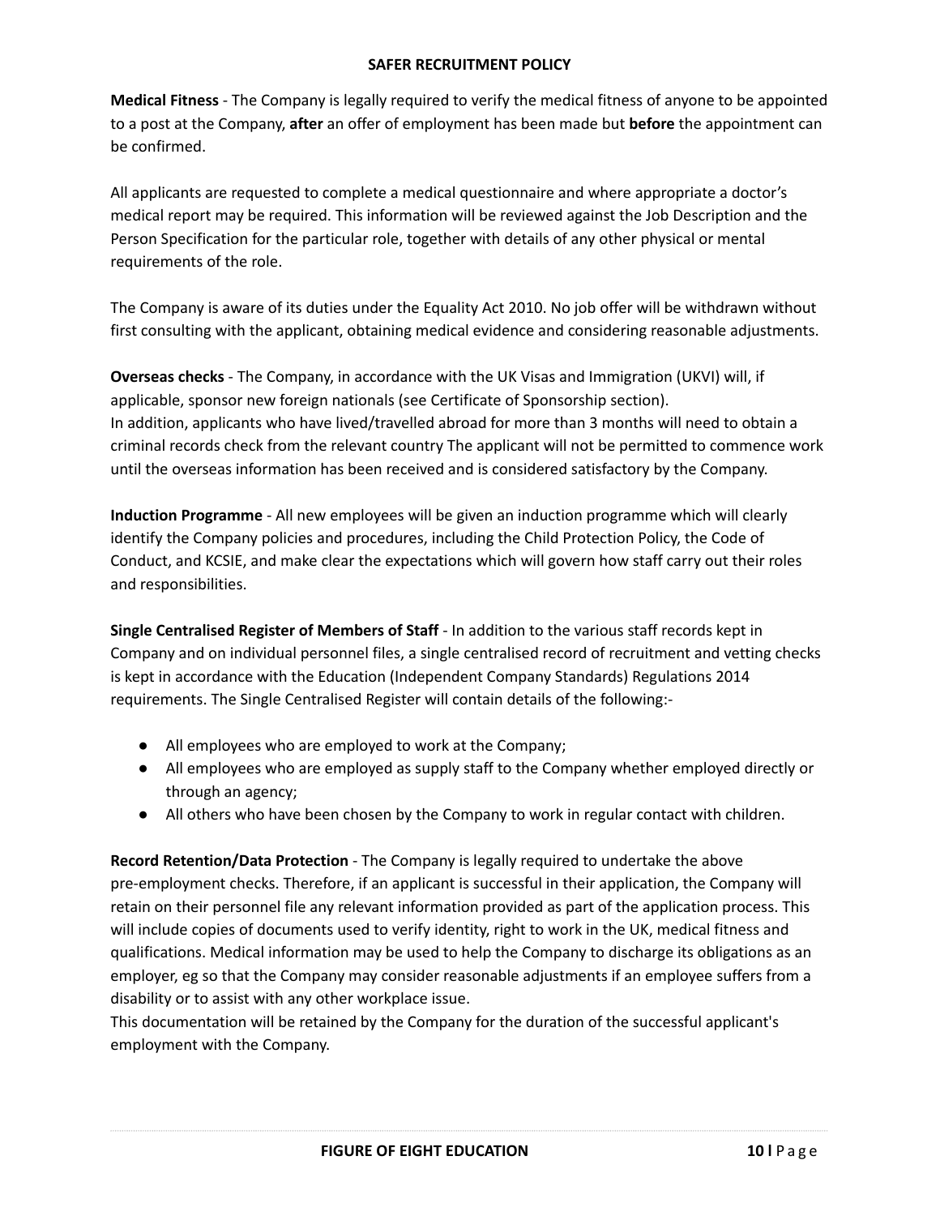**Medical Fitness** - The Company is legally required to verify the medical fitness of anyone to be appointed to a post at the Company, **after** an offer of employment has been made but **before** the appointment can be confirmed.

All applicants are requested to complete a medical questionnaire and where appropriate a doctor's medical report may be required. This information will be reviewed against the Job Description and the Person Specification for the particular role, together with details of any other physical or mental requirements of the role.

The Company is aware of its duties under the Equality Act 2010. No job offer will be withdrawn without first consulting with the applicant, obtaining medical evidence and considering reasonable adjustments.

**Overseas checks** - The Company, in accordance with the UK Visas and Immigration (UKVI) will, if applicable, sponsor new foreign nationals (see Certificate of Sponsorship section).
In addition, applicants who have lived/travelled abroad for more than 3 months will need to obtain a criminal records check from the relevant country The applicant will not be permitted to commence work until the overseas information has been received and is considered satisfactory by the Company.

**Induction Programme** - All new employees will be given an induction programme which will clearly identify the Company policies and procedures, including the Child Protection Policy, the Code of Conduct, and KCSIE, and make clear the expectations which will govern how staff carry out their roles and responsibilities.

**Single Centralised Register of Members of Staff** - In addition to the various staff records kept in Company and on individual personnel files, a single centralised record of recruitment and vetting checks is kept in accordance with the Education (Independent Company Standards) Regulations 2014 requirements. The Single Centralised Register will contain details of the following:-

- All employees who are employed to work at the Company;
- All employees who are employed as supply staff to the Company whether employed directly or through an agency;
- All others who have been chosen by the Company to work in regular contact with children.

**Record Retention/Data Protection** - The Company is legally required to undertake the above pre-employment checks. Therefore, if an applicant is successful in their application, the Company will retain on their personnel file any relevant information provided as part of the application process. This will include copies of documents used to verify identity, right to work in the UK, medical fitness and qualifications. Medical information may be used to help the Company to discharge its obligations as an employer, eg so that the Company may consider reasonable adjustments if an employee suffers from a disability or to assist with any other workplace issue.
This documentation will be retained by the Company for the duration of the successful applicant's employment with the Company.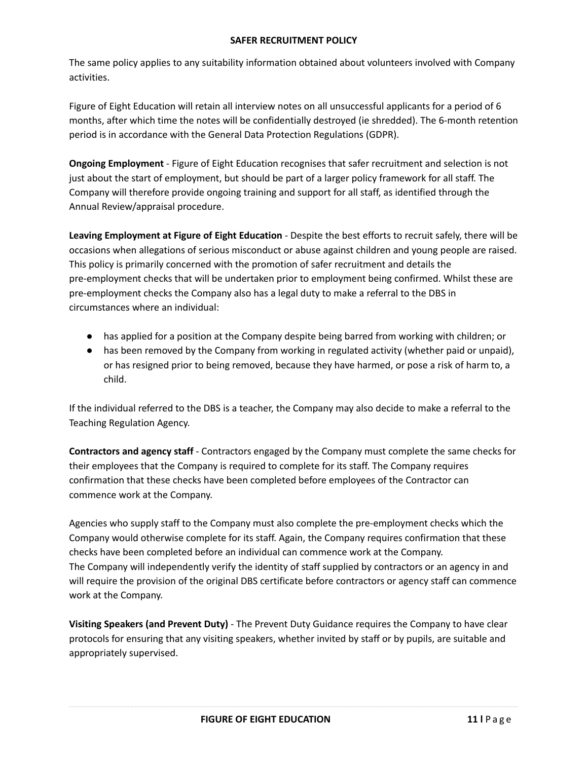The same policy applies to any suitability information obtained about volunteers involved with Company activities.

Figure of Eight Education will retain all interview notes on all unsuccessful applicants for a period of 6 months, after which time the notes will be confidentially destroyed (ie shredded). The 6-month retention period is in accordance with the General Data Protection Regulations (GDPR).

**Ongoing Employment** - Figure of Eight Education recognises that safer recruitment and selection is not just about the start of employment, but should be part of a larger policy framework for all staff. The Company will therefore provide ongoing training and support for all staff, as identified through the Annual Review/appraisal procedure.

**Leaving Employment at Figure of Eight Education** - Despite the best efforts to recruit safely, there will be occasions when allegations of serious misconduct or abuse against children and young people are raised. This policy is primarily concerned with the promotion of safer recruitment and details the pre-employment checks that will be undertaken prior to employment being confirmed. Whilst these are pre-employment checks the Company also has a legal duty to make a referral to the DBS in circumstances where an individual:

- has applied for a position at the Company despite being barred from working with children; or
- has been removed by the Company from working in regulated activity (whether paid or unpaid), or has resigned prior to being removed, because they have harmed, or pose a risk of harm to, a child.

If the individual referred to the DBS is a teacher, the Company may also decide to make a referral to the Teaching Regulation Agency.

**Contractors and agency staff** - Contractors engaged by the Company must complete the same checks for their employees that the Company is required to complete for its staff. The Company requires confirmation that these checks have been completed before employees of the Contractor can commence work at the Company.

Agencies who supply staff to the Company must also complete the pre-employment checks which the Company would otherwise complete for its staff. Again, the Company requires confirmation that these checks have been completed before an individual can commence work at the Company.
The Company will independently verify the identity of staff supplied by contractors or an agency in and will require the provision of the original DBS certificate before contractors or agency staff can commence work at the Company.

**Visiting Speakers (and Prevent Duty)** - The Prevent Duty Guidance requires the Company to have clear protocols for ensuring that any visiting speakers, whether invited by staff or by pupils, are suitable and appropriately supervised.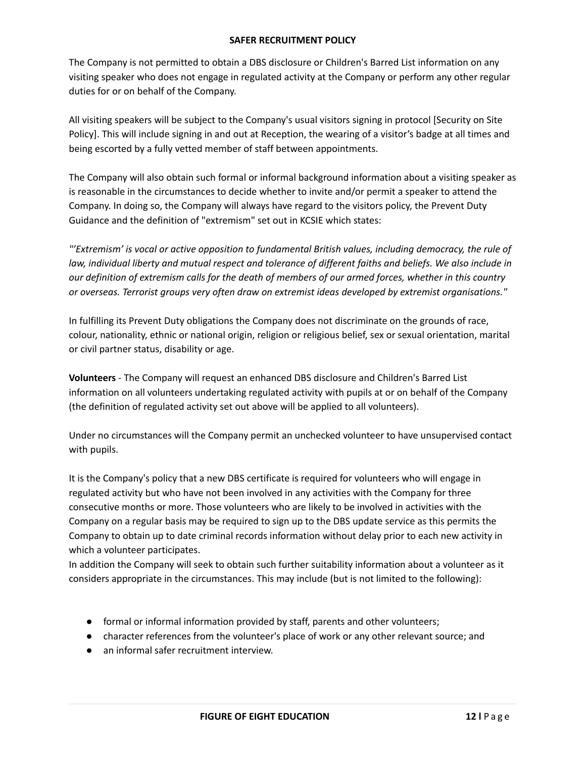The Company is not permitted to obtain a DBS disclosure or Children's Barred List information on any visiting speaker who does not engage in regulated activity at the Company or perform any other regular duties for or on behalf of the Company.

All visiting speakers will be subject to the Company's usual visitors signing in protocol [Security on Site Policy]. This will include signing in and out at Reception, the wearing of a visitor's badge at all times and being escorted by a fully vetted member of staff between appointments.

The Company will also obtain such formal or informal background information about a visiting speaker as is reasonable in the circumstances to decide whether to invite and/or permit a speaker to attend the Company. In doing so, the Company will always have regard to the visitors policy, the Prevent Duty Guidance and the definition of "extremism" set out in KCSIE which states:

*"'Extremism' is vocal or active opposition to fundamental British values, including democracy, the rule of law, individual liberty and mutual respect and tolerance of different faiths and beliefs. We also include in our definition of extremism calls for the death of members of our armed forces, whether in this country or overseas. Terrorist groups very often draw on extremist ideas developed by extremist organisations."*

In fulfilling its Prevent Duty obligations the Company does not discriminate on the grounds of race, colour, nationality, ethnic or national origin, religion or religious belief, sex or sexual orientation, marital or civil partner status, disability or age.

**Volunteers** - The Company will request an enhanced DBS disclosure and Children's Barred List information on all volunteers undertaking regulated activity with pupils at or on behalf of the Company (the definition of regulated activity set out above will be applied to all volunteers).

Under no circumstances will the Company permit an unchecked volunteer to have unsupervised contact with pupils.

It is the Company's policy that a new DBS certificate is required for volunteers who will engage in regulated activity but who have not been involved in any activities with the Company for three consecutive months or more. Those volunteers who are likely to be involved in activities with the Company on a regular basis may be required to sign up to the DBS update service as this permits the Company to obtain up to date criminal records information without delay prior to each new activity in which a volunteer participates.
In addition the Company will seek to obtain such further suitability information about a volunteer as it considers appropriate in the circumstances. This may include (but is not limited to the following):

- formal or informal information provided by staff, parents and other volunteers;
- character references from the volunteer's place of work or any other relevant source; and
- an informal safer recruitment interview.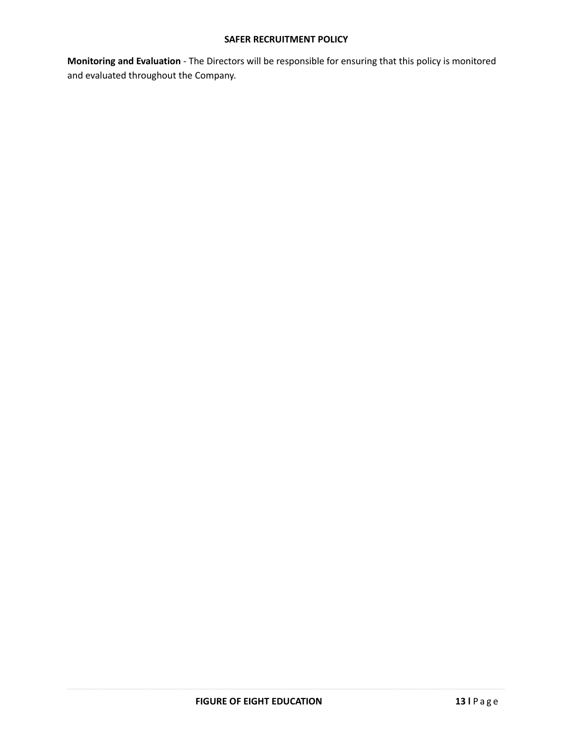**Monitoring and Evaluation** - The Directors will be responsible for ensuring that this policy is monitored and evaluated throughout the Company.